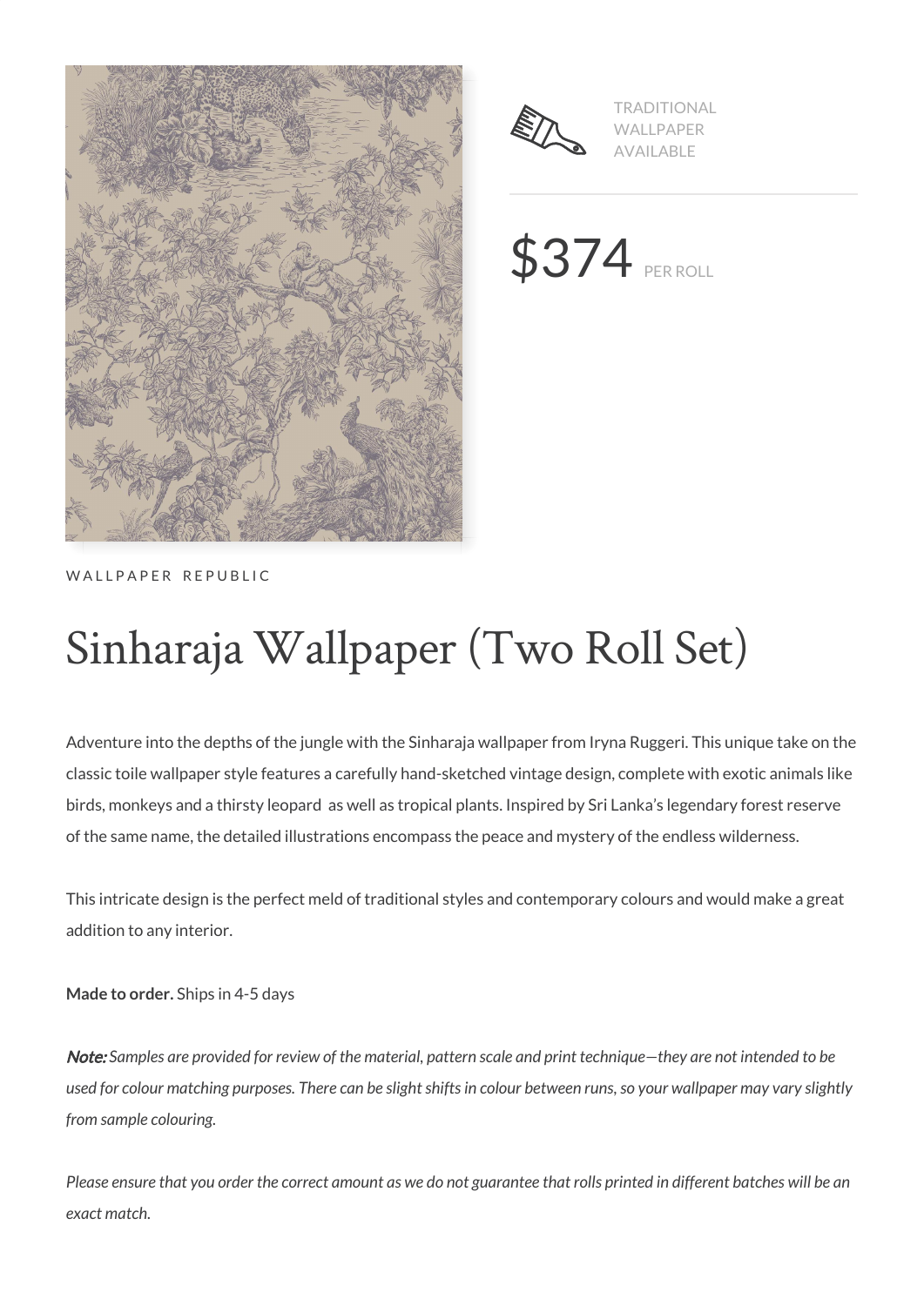TRADITIONAL WALLPAPER AVAILABLE

$374 PER ROLL

WALLPAPER REPUBLIC

# Sinharaja Wallpaper (Two Roll Set)

Adventure into the depths of the jungle with the Sinharaja wallpaper from Iryna Ruggeri. This unique take on the classic toile wallpaper style features a carefully hand-sketched vintage design, complete with exotic animals like birds, monkeys and a thirsty leopard as well as tropical plants. Inspired by Sri Lanka's legendary forest reserve of the same name, the detailed illustrations encompass the peace and mystery of the endless wilderness.

This intricate design is the perfect meld of traditional styles and contemporary colours and would make a great addition to any interior.

**Made to order.** Ships in 4-5 days

***Note:*** *Samples are provided for review of the material, pattern scale and print technique—they are not intended to be used for colour matching purposes. There can be slight shifts in colour between runs, so your wallpaper may vary slightly from sample colouring.*

*Please ensure that you order the correct amount as we do not guarantee that rolls printed in different batches will be an exact match.*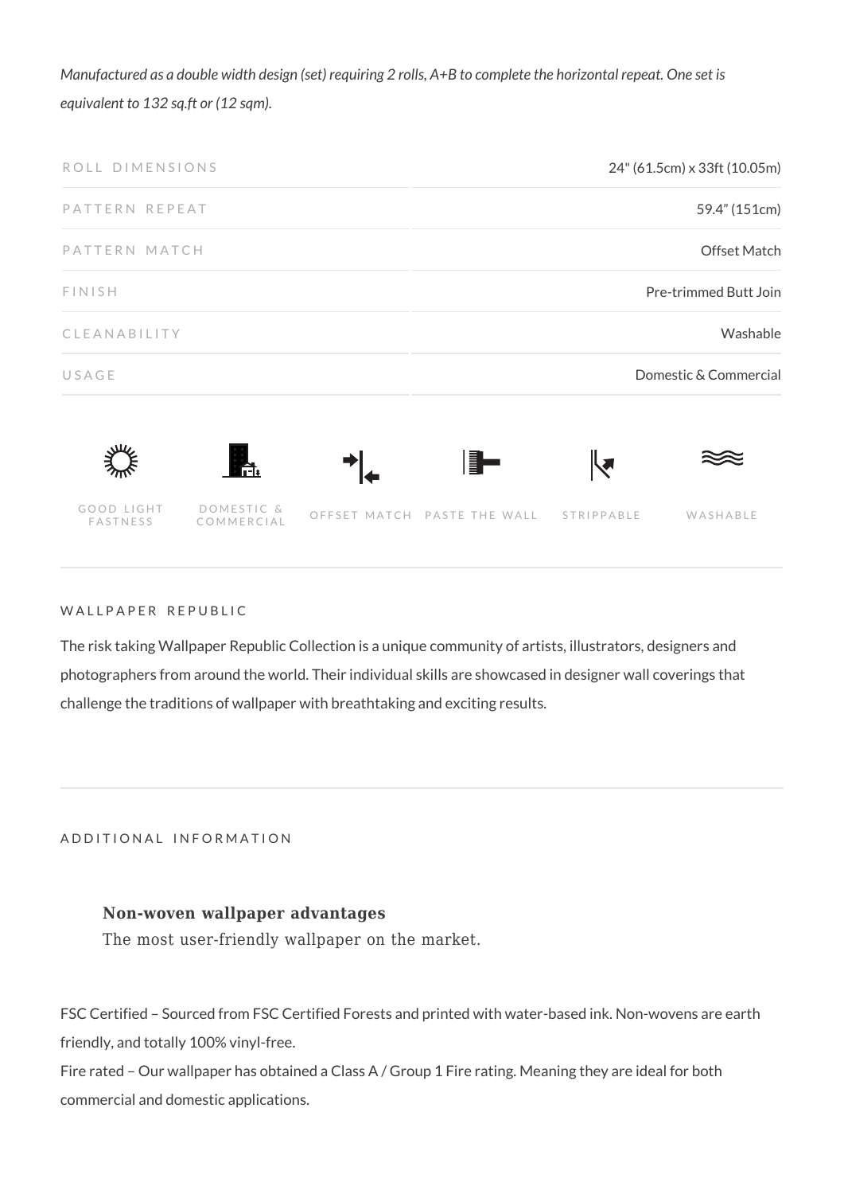*Manufactured as a double width design (set) requiring 2 rolls, A+B to complete the horizontal repeat. One set is equivalent to 132 sq.ft or (12 sqm).*

| | |
|---|---|
| ROLL DIMENSIONS | 24" (61.5cm) x 33ft (10.05m) |
| PATTERN REPEAT | 59.4" (151cm) |
| PATTERN MATCH | Offset Match |
| FINISH | Pre-trimmed Butt Join |
| CLEANABILITY | Washable |
| USAGE | Domestic & Commercial |

GOOD LIGHT FASTNESS | DOMESTIC & COMMERCIAL | OFFSET MATCH | PASTE THE WALL | STRIPPABLE | WASHABLE

## WALLPAPER REPUBLIC

The risk taking Wallpaper Republic Collection is a unique community of artists, illustrators, designers and photographers from around the world. Their individual skills are showcased in designer wall coverings that challenge the traditions of wallpaper with breathtaking and exciting results.

## ADDITIONAL INFORMATION

**Non-woven wallpaper advantages**
The most user-friendly wallpaper on the market.

FSC Certified – Sourced from FSC Certified Forests and printed with water-based ink. Non-wovens are earth friendly, and totally 100% vinyl-free.
Fire rated – Our wallpaper has obtained a Class A / Group 1 Fire rating. Meaning they are ideal for both commercial and domestic applications.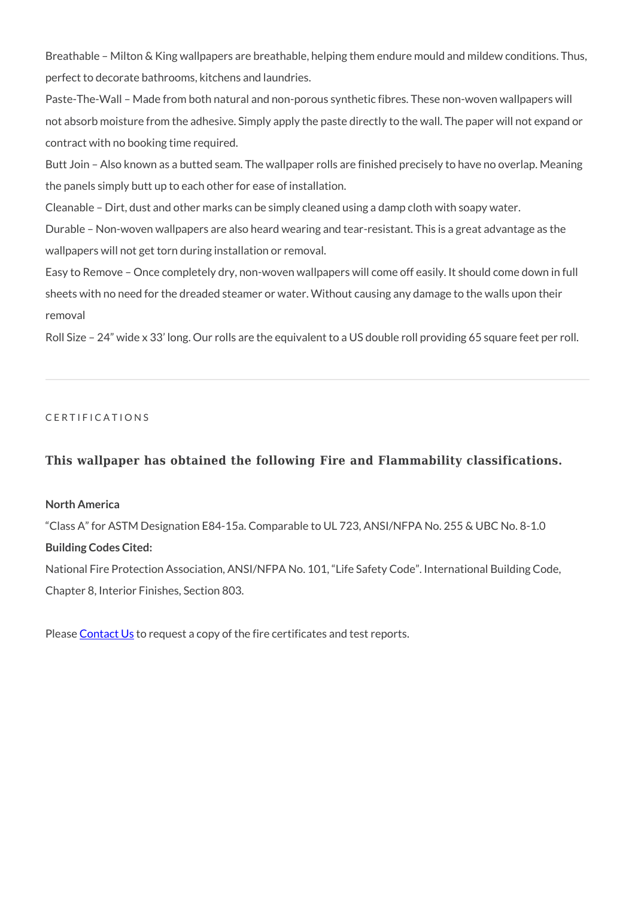Breathable – Milton & King wallpapers are breathable, helping them endure mould and mildew conditions. Thus, perfect to decorate bathrooms, kitchens and laundries.

Paste-The-Wall – Made from both natural and non-porous synthetic fibres. These non-woven wallpapers will not absorb moisture from the adhesive. Simply apply the paste directly to the wall. The paper will not expand or contract with no booking time required.

Butt Join – Also known as a butted seam. The wallpaper rolls are finished precisely to have no overlap. Meaning the panels simply butt up to each other for ease of installation.

Cleanable – Dirt, dust and other marks can be simply cleaned using a damp cloth with soapy water.

Durable – Non-woven wallpapers are also heard wearing and tear-resistant. This is a great advantage as the wallpapers will not get torn during installation or removal.

Easy to Remove – Once completely dry, non-woven wallpapers will come off easily. It should come down in full sheets with no need for the dreaded steamer or water. Without causing any damage to the walls upon their removal

Roll Size – 24" wide x 33' long. Our rolls are the equivalent to a US double roll providing 65 square feet per roll.

---

CERTIFICATIONS

## This wallpaper has obtained the following Fire and Flammability classifications.

**North America**

"Class A" for ASTM Designation E84-15a. Comparable to UL 723, ANSI/NFPA No. 255 & UBC No. 8-1.0

**Building Codes Cited:**

National Fire Protection Association, ANSI/NFPA No. 101, "Life Safety Code". International Building Code, Chapter 8, Interior Finishes, Section 803.

Please Contact Us to request a copy of the fire certificates and test reports.